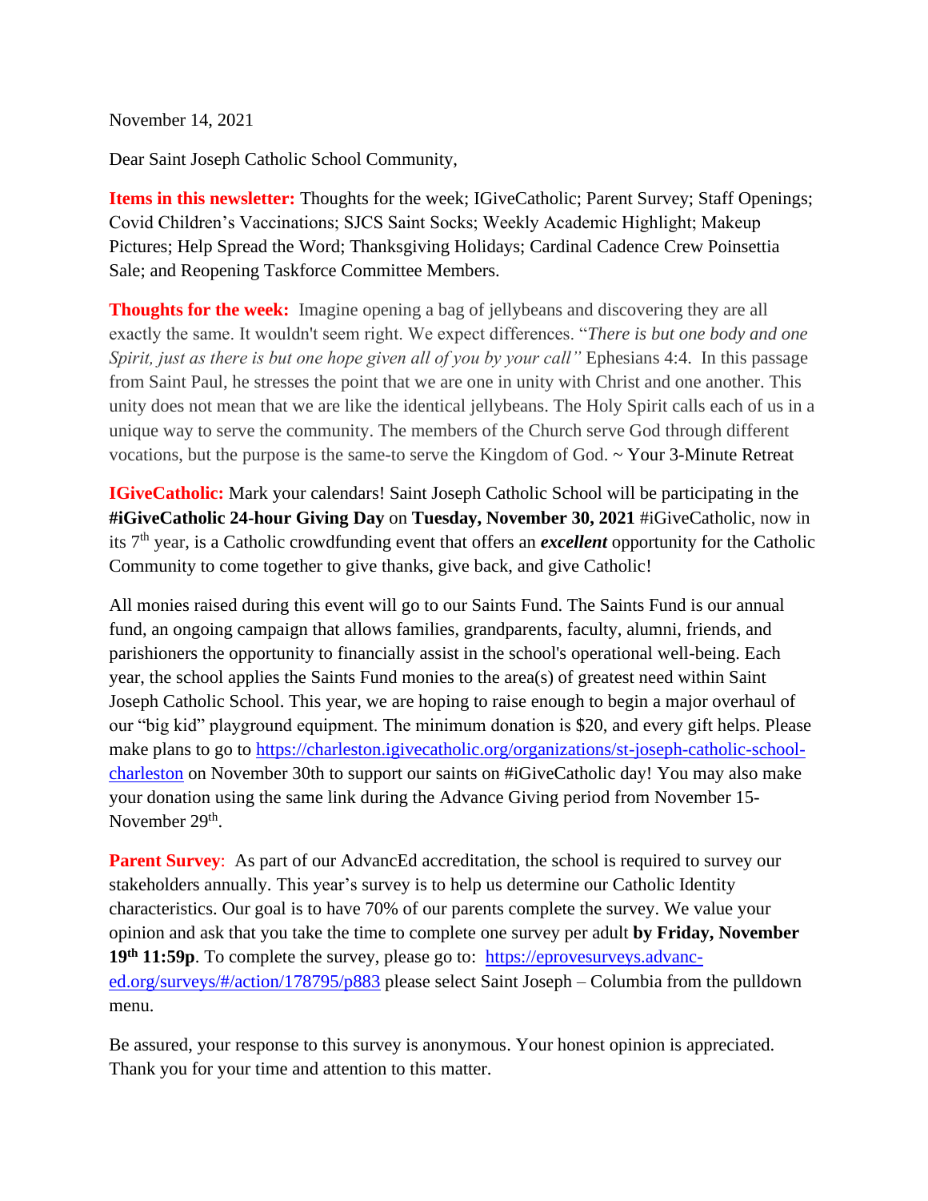November 14, 2021

Dear Saint Joseph Catholic School Community,

**Items in this newsletter:** Thoughts for the week; IGiveCatholic; Parent Survey; Staff Openings; Covid Children's Vaccinations; SJCS Saint Socks; Weekly Academic Highlight; Makeup Pictures; Help Spread the Word; Thanksgiving Holidays; Cardinal Cadence Crew Poinsettia Sale; and Reopening Taskforce Committee Members.

**Thoughts for the week:** Imagine opening a bag of jellybeans and discovering they are all exactly the same. It wouldn't seem right. We expect differences. "*There is but one body and one Spirit, just as there is but one hope given all of you by your call"* Ephesians 4:4. In this passage from Saint Paul, he stresses the point that we are one in unity with Christ and one another. This unity does not mean that we are like the identical jellybeans. The Holy Spirit calls each of us in a unique way to serve the community. The members of the Church serve God through different vocations, but the purpose is the same-to serve the Kingdom of God. ~ Your 3-Minute Retreat

**IGiveCatholic:** Mark your calendars! Saint Joseph Catholic School will be participating in the **#iGiveCatholic 24-hour Giving Day** on **Tuesday, November 30, 2021** #iGiveCatholic, now in its 7th year, is a Catholic crowdfunding event that offers an ***excellent*** opportunity for the Catholic Community to come together to give thanks, give back, and give Catholic!

All monies raised during this event will go to our Saints Fund. The Saints Fund is our annual fund, an ongoing campaign that allows families, grandparents, faculty, alumni, friends, and parishioners the opportunity to financially assist in the school's operational well-being. Each year, the school applies the Saints Fund monies to the area(s) of greatest need within Saint Joseph Catholic School. This year, we are hoping to raise enough to begin a major overhaul of our "big kid" playground equipment. The minimum donation is $20, and every gift helps. Please make plans to go to https://charleston.igivecatholic.org/organizations/st-joseph-catholic-school-charleston on November 30th to support our saints on #iGiveCatholic day! You may also make your donation using the same link during the Advance Giving period from November 15-November 29th.

**Parent Survey**: As part of our AdvancEd accreditation, the school is required to survey our stakeholders annually. This year's survey is to help us determine our Catholic Identity characteristics. Our goal is to have 70% of our parents complete the survey. We value your opinion and ask that you take the time to complete one survey per adult **by Friday, November 19th 11:59p**. To complete the survey, please go to: https://eprovesurveys.advanc-ed.org/surveys/#/action/178795/p883 please select Saint Joseph – Columbia from the pulldown menu.

Be assured, your response to this survey is anonymous. Your honest opinion is appreciated. Thank you for your time and attention to this matter.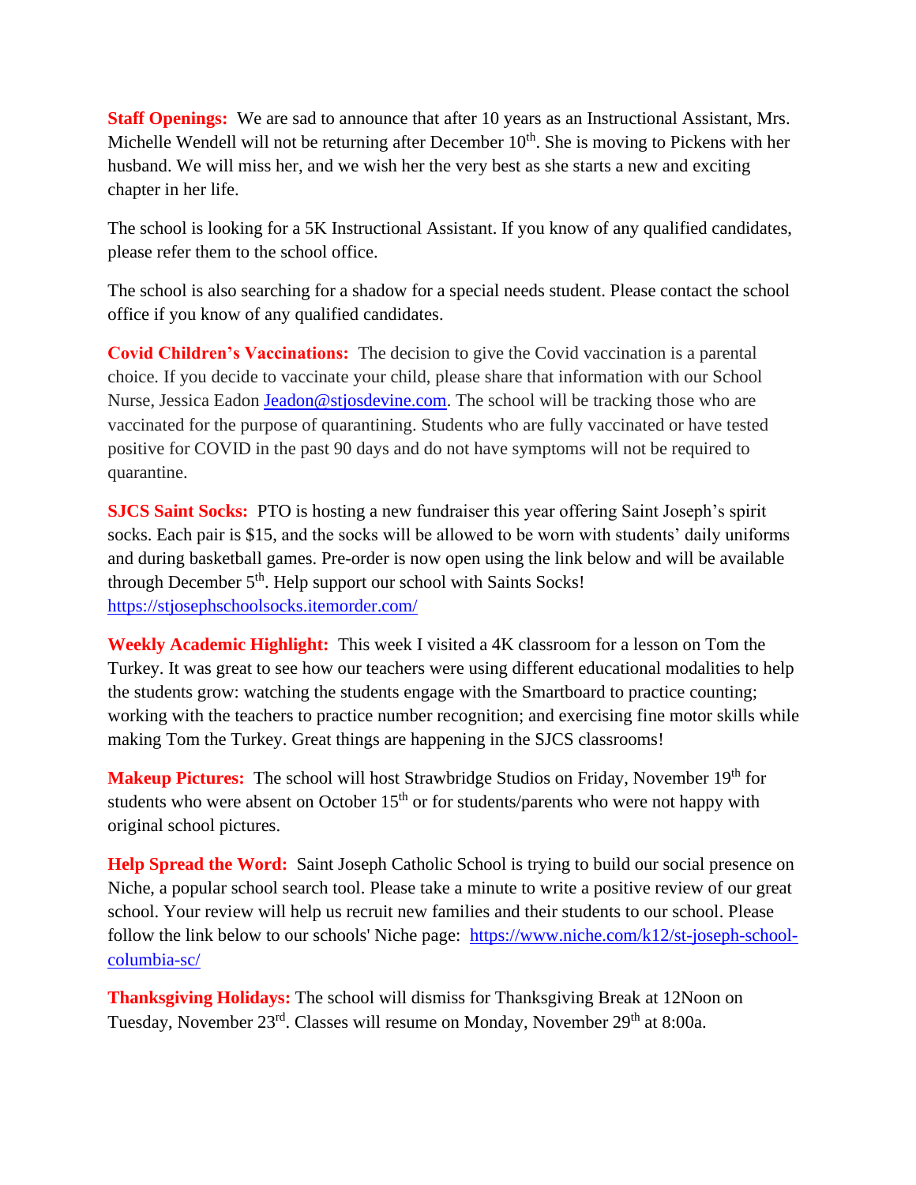**Staff Openings:** We are sad to announce that after 10 years as an Instructional Assistant, Mrs. Michelle Wendell will not be returning after December 10th. She is moving to Pickens with her husband. We will miss her, and we wish her the very best as she starts a new and exciting chapter in her life.

The school is looking for a 5K Instructional Assistant. If you know of any qualified candidates, please refer them to the school office.

The school is also searching for a shadow for a special needs student. Please contact the school office if you know of any qualified candidates.

**Covid Children's Vaccinations:** The decision to give the Covid vaccination is a parental choice. If you decide to vaccinate your child, please share that information with our School Nurse, Jessica Eadon [Jeadon@stjosdevine.com](mailto:Jeadon@stjosdevine.com). The school will be tracking those who are vaccinated for the purpose of quarantining. Students who are fully vaccinated or have tested positive for COVID in the past 90 days and do not have symptoms will not be required to quarantine.

**SJCS Saint Socks:** PTO is hosting a new fundraiser this year offering Saint Joseph's spirit socks. Each pair is $15, and the socks will be allowed to be worn with students' daily uniforms and during basketball games. Pre-order is now open using the link below and will be available through December 5th. Help support our school with Saints Socks!
https://stjosephschoolsocks.itemorder.com/

**Weekly Academic Highlight:** This week I visited a 4K classroom for a lesson on Tom the Turkey. It was great to see how our teachers were using different educational modalities to help the students grow: watching the students engage with the Smartboard to practice counting; working with the teachers to practice number recognition; and exercising fine motor skills while making Tom the Turkey. Great things are happening in the SJCS classrooms!

**Makeup Pictures:** The school will host Strawbridge Studios on Friday, November 19th for students who were absent on October 15th or for students/parents who were not happy with original school pictures.

**Help Spread the Word:** Saint Joseph Catholic School is trying to build our social presence on Niche, a popular school search tool. Please take a minute to write a positive review of our great school. Your review will help us recruit new families and their students to our school. Please follow the link below to our schools' Niche page: https://www.niche.com/k12/st-joseph-school-columbia-sc/

**Thanksgiving Holidays:** The school will dismiss for Thanksgiving Break at 12Noon on Tuesday, November 23rd. Classes will resume on Monday, November 29th at 8:00a.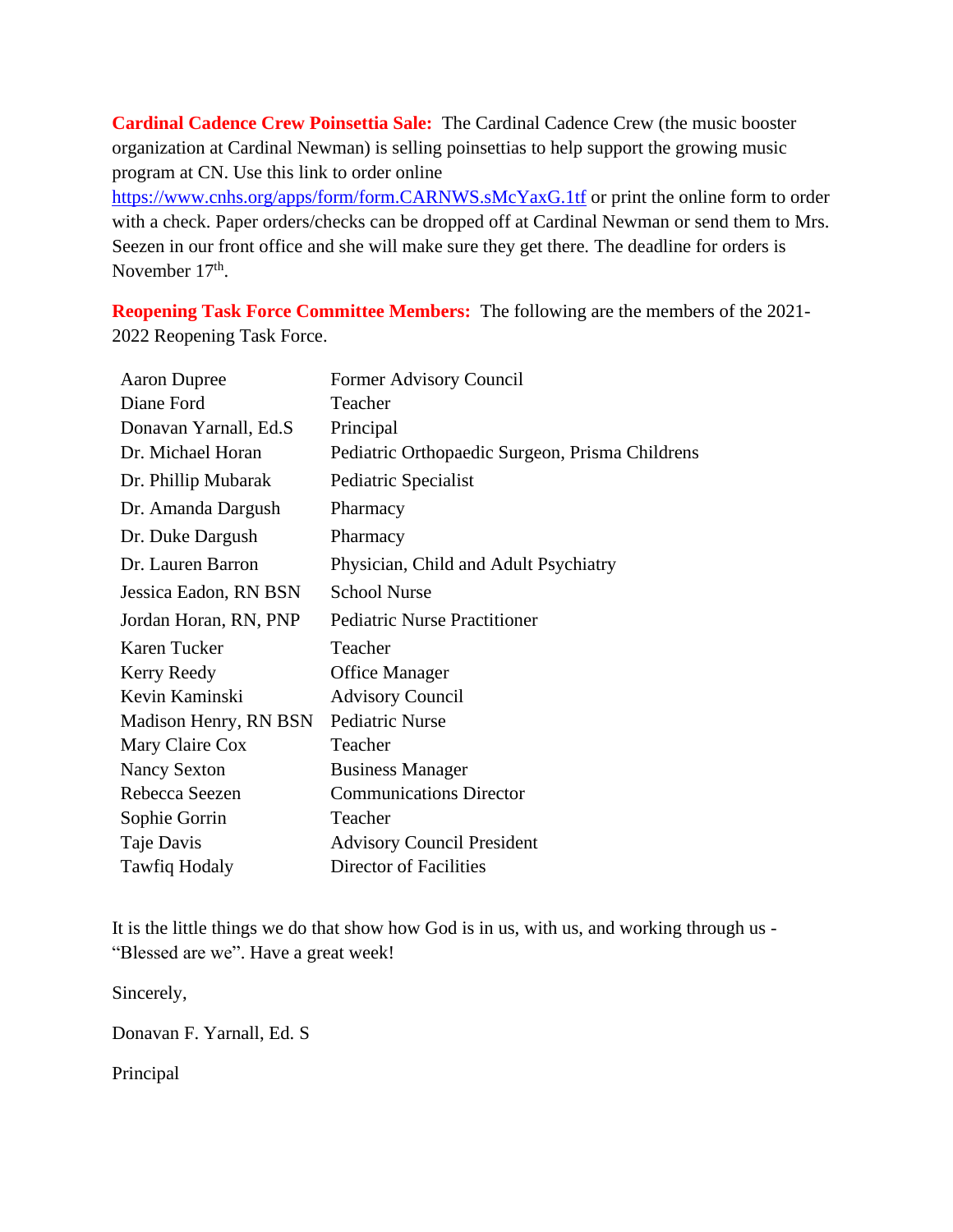**Cardinal Cadence Crew Poinsettia Sale:** The Cardinal Cadence Crew (the music booster organization at Cardinal Newman) is selling poinsettias to help support the growing music program at CN. Use this link to order online https://www.cnhs.org/apps/form/form.CARNWS.sMcYaxG.1tf or print the online form to order with a check. Paper orders/checks can be dropped off at Cardinal Newman or send them to Mrs. Seezen in our front office and she will make sure they get there. The deadline for orders is November 17th.

**Reopening Task Force Committee Members:** The following are the members of the 2021-2022 Reopening Task Force.

| | |
|---|---|
| Aaron Dupree | Former Advisory Council |
| Diane Ford | Teacher |
| Donavan Yarnall, Ed.S | Principal |
| Dr. Michael Horan | Pediatric Orthopaedic Surgeon, Prisma Childrens |
| Dr. Phillip Mubarak | Pediatric Specialist |
| Dr. Amanda Dargush | Pharmacy |
| Dr. Duke Dargush | Pharmacy |
| Dr. Lauren Barron | Physician, Child and Adult Psychiatry |
| Jessica Eadon, RN BSN | School Nurse |
| Jordan Horan, RN, PNP | Pediatric Nurse Practitioner |
| Karen Tucker | Teacher |
| Kerry Reedy | Office Manager |
| Kevin Kaminski | Advisory Council |
| Madison Henry, RN BSN | Pediatric Nurse |
| Mary Claire Cox | Teacher |
| Nancy Sexton | Business Manager |
| Rebecca Seezen | Communications Director |
| Sophie Gorrin | Teacher |
| Taje Davis | Advisory Council President |
| Tawfiq Hodaly | Director of Facilities |

It is the little things we do that show how God is in us, with us, and working through us - "Blessed are we". Have a great week!

Sincerely,

Donavan F. Yarnall, Ed. S

Principal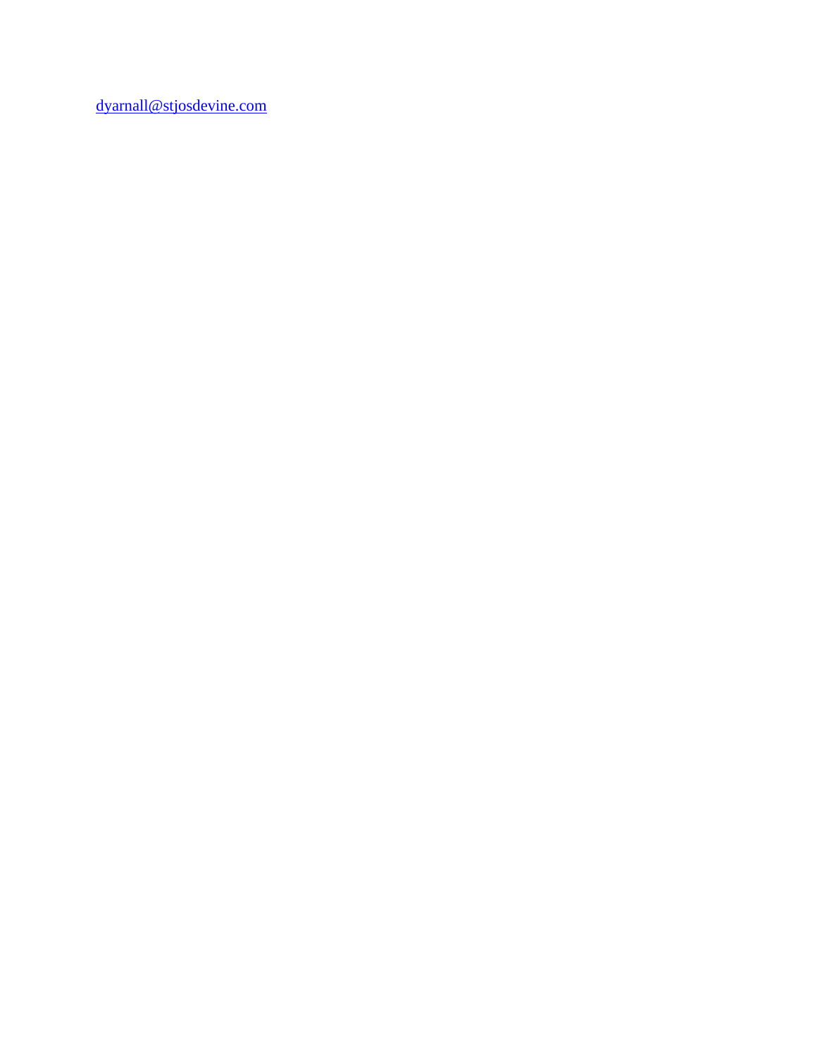dyarnall@stjosdevine.com